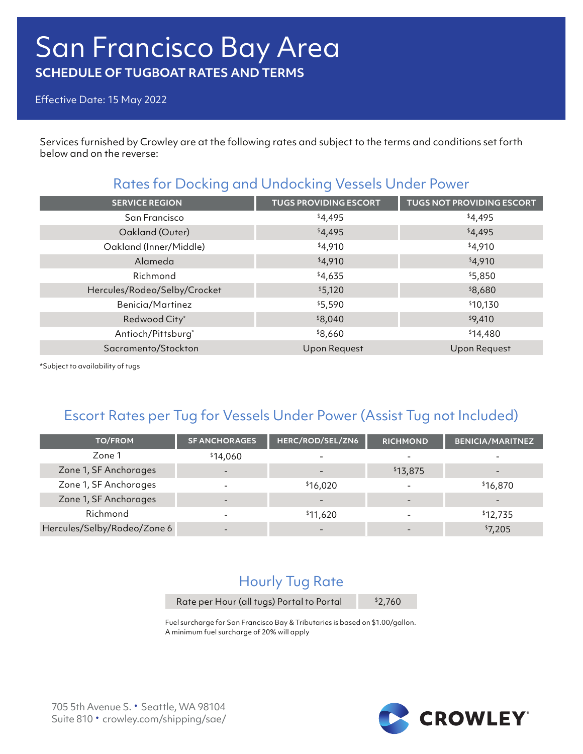# San Francisco Bay Area

## SCHEDULE OF TUGBOAT RATES AND TERMS

Effective Date: 15 May 2022

Services furnished by Crowley are at the following rates and subject to the terms and conditions set forth below and on the reverse:

## Rates for Docking and Undocking Vessels Under Power

| SERVICE REGION | TUGS PROVIDING ESCORT | TUGS NOT PROVIDING ESCORT |
|---|---|---|
| San Francisco | $4,495 | $4,495 |
| Oakland (Outer) | $4,495 | $4,495 |
| Oakland (Inner/Middle) | $4,910 | $4,910 |
| Alameda | $4,910 | $4,910 |
| Richmond | $4,635 | $5,850 |
| Hercules/Rodeo/Selby/Crocket | $5,120 | $8,680 |
| Benicia/Martinez | $5,590 | $10,130 |
| Redwood City* | $8,040 | $9,410 |
| Antioch/Pittsburg* | $8,660 | $14,480 |
| Sacramento/Stockton | Upon Request | Upon Request |

*Subject to availability of tugs

## Escort Rates per Tug for Vessels Under Power (Assist Tug not Included)

| TO/FROM | SF ANCHORAGES | HERC/ROD/SEL/ZN6 | RICHMOND | BENICIA/MARITNEZ |
|---|---|---|---|---|
| Zone 1 | $14,060 | - | - | - |
| Zone 1, SF Anchorages | - | - | $13,875 | - |
| Zone 1, SF Anchorages | - | $16,020 | - | $16,870 |
| Zone 1, SF Anchorages | - | - | - | - |
| Richmond | - | $11,620 | - | $12,735 |
| Hercules/Selby/Rodeo/Zone 6 | - | - | - | $7,205 |

## Hourly Tug Rate

| Rate per Hour (all tugs) Portal to Portal | $2,760 |
|---|---|

Fuel surcharge for San Francisco Bay & Tributaries is based on $1.00/gallon.
A minimum fuel surcharge of 20% will apply

705 5th Avenue S. • Seattle, WA 98104
Suite 810 • crowley.com/shipping/sae/

CROWLEY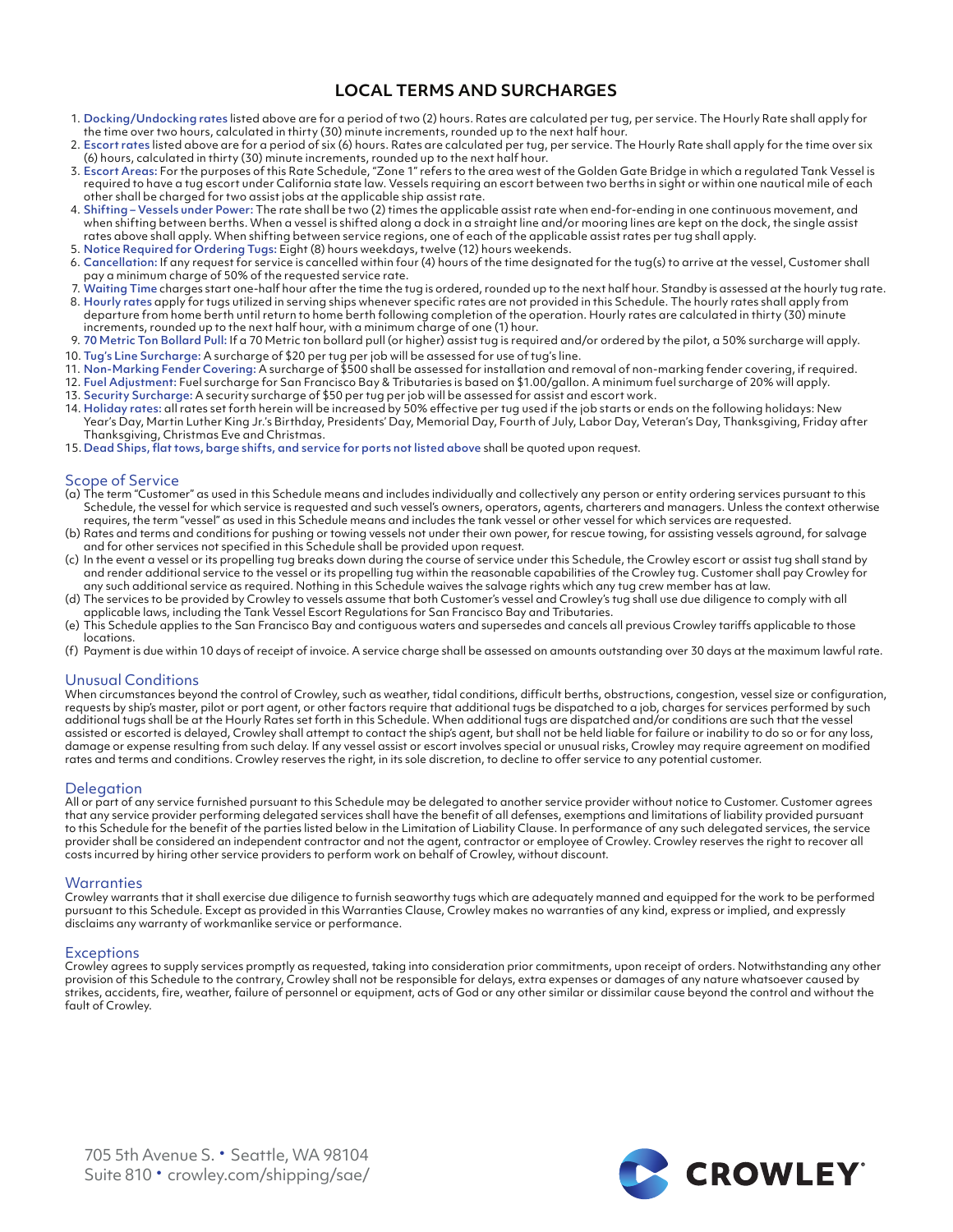## LOCAL TERMS AND SURCHARGES

1. **Docking/Undocking rates** listed above are for a period of two (2) hours. Rates are calculated per tug, per service. The Hourly Rate shall apply for the time over two hours, calculated in thirty (30) minute increments, rounded up to the next half hour.
2. **Escort rates** listed above are for a period of six (6) hours. Rates are calculated per tug, per service. The Hourly Rate shall apply for the time over six (6) hours, calculated in thirty (30) minute increments, rounded up to the next half hour.
3. **Escort Areas:** For the purposes of this Rate Schedule, "Zone 1" refers to the area west of the Golden Gate Bridge in which a regulated Tank Vessel is required to have a tug escort under California state law. Vessels requiring an escort between two berths in sight or within one nautical mile of each other shall be charged for two assist jobs at the applicable ship assist rate.
4. **Shifting – Vessels under Power:** The rate shall be two (2) times the applicable assist rate when end-for-ending in one continuous movement, and when shifting between berths. When a vessel is shifted along a dock in a straight line and/or mooring lines are kept on the dock, the single assist rates above shall apply. When shifting between service regions, one of each of the applicable assist rates per tug shall apply.
5. **Notice Required for Ordering Tugs:** Eight (8) hours weekdays, twelve (12) hours weekends.
6. **Cancellation:** If any request for service is cancelled within four (4) hours of the time designated for the tug(s) to arrive at the vessel, Customer shall pay a minimum charge of 50% of the requested service rate.
7. **Waiting Time** charges start one-half hour after the time the tug is ordered, rounded up to the next half hour. Standby is assessed at the hourly tug rate.
8. **Hourly rates** apply for tugs utilized in serving ships whenever specific rates are not provided in this Schedule. The hourly rates shall apply from departure from home berth until return to home berth following completion of the operation. Hourly rates are calculated in thirty (30) minute increments, rounded up to the next half hour, with a minimum charge of one (1) hour.
9. **70 Metric Ton Bollard Pull:** If a 70 Metric ton bollard pull (or higher) assist tug is required and/or ordered by the pilot, a 50% surcharge will apply.
10. **Tug's Line Surcharge:** A surcharge of $20 per tug per job will be assessed for use of tug's line.
11. **Non-Marking Fender Covering:** A surcharge of $500 shall be assessed for installation and removal of non-marking fender covering, if required.
12. **Fuel Adjustment:** Fuel surcharge for San Francisco Bay & Tributaries is based on $1.00/gallon. A minimum fuel surcharge of 20% will apply.
13. **Security Surcharge:** A security surcharge of $50 per tug per job will be assessed for assist and escort work.
14. **Holiday rates:** all rates set forth herein will be increased by 50% effective per tug used if the job starts or ends on the following holidays: New Year's Day, Martin Luther King Jr.'s Birthday, Presidents' Day, Memorial Day, Fourth of July, Labor Day, Veteran's Day, Thanksgiving, Friday after Thanksgiving, Christmas Eve and Christmas.
15. **Dead Ships, flat tows, barge shifts, and service for ports not listed above** shall be quoted upon request.

### Scope of Service

(a) The term "Customer" as used in this Schedule means and includes individually and collectively any person or entity ordering services pursuant to this Schedule, the vessel for which service is requested and such vessel's owners, operators, agents, charterers and managers. Unless the context otherwise requires, the term "vessel" as used in this Schedule means and includes the tank vessel or other vessel for which services are requested.

(b) Rates and terms and conditions for pushing or towing vessels not under their own power, for rescue towing, for assisting vessels aground, for salvage and for other services not specified in this Schedule shall be provided upon request.

(c) In the event a vessel or its propelling tug breaks down during the course of service under this Schedule, the Crowley escort or assist tug shall stand by and render additional service to the vessel or its propelling tug within the reasonable capabilities of the Crowley tug. Customer shall pay Crowley for any such additional service as required. Nothing in this Schedule waives the salvage rights which any tug crew member has at law.

(d) The services to be provided by Crowley to vessels assume that both Customer's vessel and Crowley's tug shall use due diligence to comply with all applicable laws, including the Tank Vessel Escort Regulations for San Francisco Bay and Tributaries.

(e) This Schedule applies to the San Francisco Bay and contiguous waters and supersedes and cancels all previous Crowley tariffs applicable to those locations.

(f) Payment is due within 10 days of receipt of invoice. A service charge shall be assessed on amounts outstanding over 30 days at the maximum lawful rate.

### Unusual Conditions

When circumstances beyond the control of Crowley, such as weather, tidal conditions, difficult berths, obstructions, congestion, vessel size or configuration, requests by ship's master, pilot or port agent, or other factors require that additional tugs be dispatched to a job, charges for services performed by such additional tugs shall be at the Hourly Rates set forth in this Schedule. When additional tugs are dispatched and/or conditions are such that the vessel assisted or escorted is delayed, Crowley shall attempt to contact the ship's agent, but shall not be held liable for failure or inability to do so or for any loss, damage or expense resulting from such delay. If any vessel assist or escort involves special or unusual risks, Crowley may require agreement on modified rates and terms and conditions. Crowley reserves the right, in its sole discretion, to decline to offer service to any potential customer.

### Delegation

All or part of any service furnished pursuant to this Schedule may be delegated to another service provider without notice to Customer. Customer agrees that any service provider performing delegated services shall have the benefit of all defenses, exemptions and limitations of liability provided pursuant to this Schedule for the benefit of the parties listed below in the Limitation of Liability Clause. In performance of any such delegated services, the service provider shall be considered an independent contractor and not the agent, contractor or employee of Crowley. Crowley reserves the right to recover all costs incurred by hiring other service providers to perform work on behalf of Crowley, without discount.

### Warranties

Crowley warrants that it shall exercise due diligence to furnish seaworthy tugs which are adequately manned and equipped for the work to be performed pursuant to this Schedule. Except as provided in this Warranties Clause, Crowley makes no warranties of any kind, express or implied, and expressly disclaims any warranty of workmanlike service or performance.

### Exceptions

Crowley agrees to supply services promptly as requested, taking into consideration prior commitments, upon receipt of orders. Notwithstanding any other provision of this Schedule to the contrary, Crowley shall not be responsible for delays, extra expenses or damages of any nature whatsoever caused by strikes, accidents, fire, weather, failure of personnel or equipment, acts of God or any other similar or dissimilar cause beyond the control and without the fault of Crowley.

705 5th Avenue S. • Seattle, WA 98104
Suite 810 • crowley.com/shipping/sae/

CROWLEY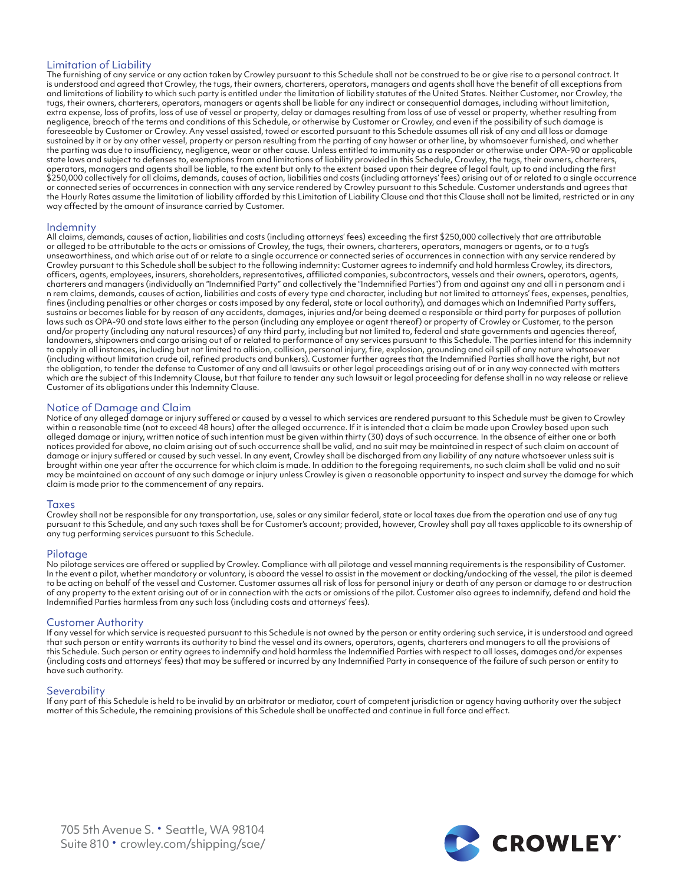## Limitation of Liability

The furnishing of any service or any action taken by Crowley pursuant to this Schedule shall not be construed to be or give rise to a personal contract. It is understood and agreed that Crowley, the tugs, their owners, charterers, operators, managers and agents shall have the benefit of all exceptions from and limitations of liability to which such party is entitled under the limitation of liability statutes of the United States. Neither Customer, nor Crowley, the tugs, their owners, charterers, operators, managers or agents shall be liable for any indirect or consequential damages, including without limitation, extra expense, loss of profits, loss of use of vessel or property, delay or damages resulting from loss of use of vessel or property, whether resulting from negligence, breach of the terms and conditions of this Schedule, or otherwise by Customer or Crowley, and even if the possibility of such damage is foreseeable by Customer or Crowley. Any vessel assisted, towed or escorted pursuant to this Schedule assumes all risk of any and all loss or damage sustained by it or by any other vessel, property or person resulting from the parting of any hawser or other line, by whomsoever furnished, and whether the parting was due to insufficiency, negligence, wear or other cause. Unless entitled to immunity as a responder or otherwise under OPA-90 or applicable state laws and subject to defenses to, exemptions from and limitations of liability provided in this Schedule, Crowley, the tugs, their owners, charterers, operators, managers and agents shall be liable, to the extent but only to the extent based upon their degree of legal fault, up to and including the first $250,000 collectively for all claims, demands, causes of action, liabilities and costs (including attorneys' fees) arising out of or related to a single occurrence or connected series of occurrences in connection with any service rendered by Crowley pursuant to this Schedule. Customer understands and agrees that the Hourly Rates assume the limitation of liability afforded by this Limitation of Liability Clause and that this Clause shall not be limited, restricted or in any way affected by the amount of insurance carried by Customer.

## Indemnity

All claims, demands, causes of action, liabilities and costs (including attorneys' fees) exceeding the first $250,000 collectively that are attributable or alleged to be attributable to the acts or omissions of Crowley, the tugs, their owners, charterers, operators, managers or agents, or to a tug's unseaworthiness, and which arise out of or relate to a single occurrence or connected series of occurrences in connection with any service rendered by Crowley pursuant to this Schedule shall be subject to the following indemnity: Customer agrees to indemnify and hold harmless Crowley, its directors, officers, agents, employees, insurers, shareholders, representatives, affiliated companies, subcontractors, vessels and their owners, operators, agents, charterers and managers (individually an "Indemnified Party" and collectively the "Indemnified Parties") from and against any and all i n personam and i n rem claims, demands, causes of action, liabilities and costs of every type and character, including but not limited to attorneys' fees, expenses, penalties, fines (including penalties or other charges or costs imposed by any federal, state or local authority), and damages which an Indemnified Party suffers, sustains or becomes liable for by reason of any accidents, damages, injuries and/or being deemed a responsible or third party for purposes of pollution laws such as OPA-90 and state laws either to the person (including any employee or agent thereof) or property of Crowley or Customer, to the person and/or property (including any natural resources) of any third party, including but not limited to, federal and state governments and agencies thereof, landowners, shipowners and cargo arising out of or related to performance of any services pursuant to this Schedule. The parties intend for this indemnity to apply in all instances, including but not limited to allision, collision, personal injury, fire, explosion, grounding and oil spill of any nature whatsoever (including without limitation crude oil, refined products and bunkers). Customer further agrees that the Indemnified Parties shall have the right, but not the obligation, to tender the defense to Customer of any and all lawsuits or other legal proceedings arising out of or in any way connected with matters which are the subject of this Indemnity Clause, but that failure to tender any such lawsuit or legal proceeding for defense shall in no way release or relieve Customer of its obligations under this Indemnity Clause.

## Notice of Damage and Claim

Notice of any alleged damage or injury suffered or caused by a vessel to which services are rendered pursuant to this Schedule must be given to Crowley within a reasonable time (not to exceed 48 hours) after the alleged occurrence. If it is intended that a claim be made upon Crowley based upon such alleged damage or injury, written notice of such intention must be given within thirty (30) days of such occurrence. In the absence of either one or both notices provided for above, no claim arising out of such occurrence shall be valid, and no suit may be maintained in respect of such claim on account of damage or injury suffered or caused by such vessel. In any event, Crowley shall be discharged from any liability of any nature whatsoever unless suit is brought within one year after the occurrence for which claim is made. In addition to the foregoing requirements, no such claim shall be valid and no suit may be maintained on account of any such damage or injury unless Crowley is given a reasonable opportunity to inspect and survey the damage for which claim is made prior to the commencement of any repairs.

## Taxes

Crowley shall not be responsible for any transportation, use, sales or any similar federal, state or local taxes due from the operation and use of any tug pursuant to this Schedule, and any such taxes shall be for Customer's account; provided, however, Crowley shall pay all taxes applicable to its ownership of any tug performing services pursuant to this Schedule.

## Pilotage

No pilotage services are offered or supplied by Crowley. Compliance with all pilotage and vessel manning requirements is the responsibility of Customer. In the event a pilot, whether mandatory or voluntary, is aboard the vessel to assist in the movement or docking/undocking of the vessel, the pilot is deemed to be acting on behalf of the vessel and Customer. Customer assumes all risk of loss for personal injury or death of any person or damage to or destruction of any property to the extent arising out of or in connection with the acts or omissions of the pilot. Customer also agrees to indemnify, defend and hold the Indemnified Parties harmless from any such loss (including costs and attorneys' fees).

## Customer Authority

If any vessel for which service is requested pursuant to this Schedule is not owned by the person or entity ordering such service, it is understood and agreed that such person or entity warrants its authority to bind the vessel and its owners, operators, agents, charterers and managers to all the provisions of this Schedule. Such person or entity agrees to indemnify and hold harmless the Indemnified Parties with respect to all losses, damages and/or expenses (including costs and attorneys' fees) that may be suffered or incurred by any Indemnified Party in consequence of the failure of such person or entity to have such authority.

## Severability

If any part of this Schedule is held to be invalid by an arbitrator or mediator, court of competent jurisdiction or agency having authority over the subject matter of this Schedule, the remaining provisions of this Schedule shall be unaffected and continue in full force and effect.

705 5th Avenue S. • Seattle, WA 98104
Suite 810 • crowley.com/shipping/sae/

CROWLEY